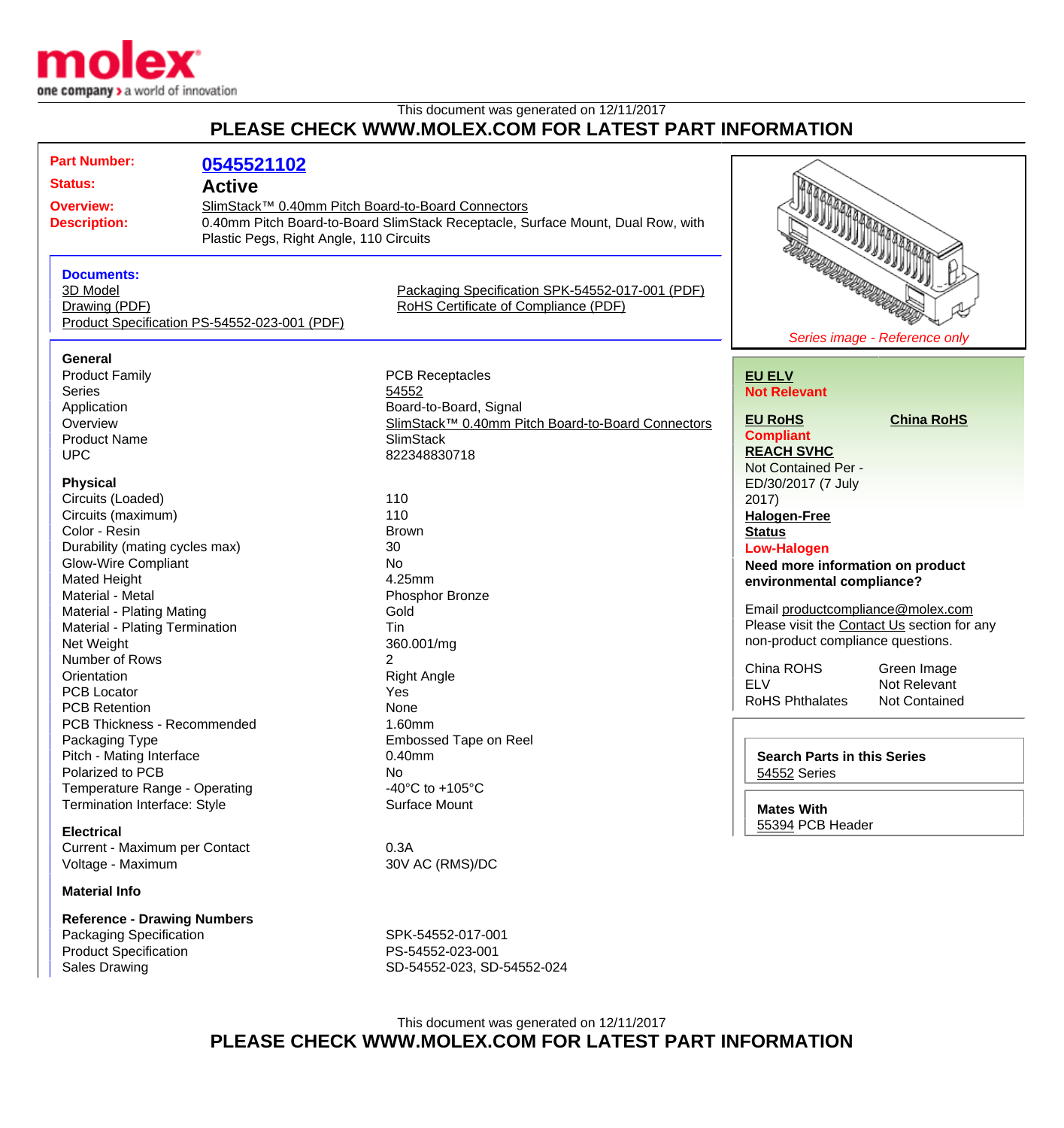This document was generated on 12/11/2017

**PLEASE CHECK WWW.MOLEX.COM FOR LATEST PART INFORMATION**

| | |
|---|---|
| **Part Number:** | **0545521102** |
| **Status:** | **Active** |
| **Overview:** | SlimStack™ 0.40mm Pitch Board-to-Board Connectors |
| **Description:** | 0.40mm Pitch Board-to-Board SlimStack Receptacle, Surface Mount, Dual Row, with Plastic Pegs, Right Angle, 110 Circuits |

**Documents:**

- 3D Model
- Drawing (PDF)
- Product Specification PS-54552-023-001 (PDF)
- Packaging Specification SPK-54552-017-001 (PDF)
- RoHS Certificate of Compliance (PDF)

*Series image - Reference only*

### General

| | |
|---|---|
| Product Family | PCB Receptacles |
| Series | 54552 |
| Application | Board-to-Board, Signal |
| Overview | SlimStack™ 0.40mm Pitch Board-to-Board Connectors |
| Product Name | SlimStack |
| UPC | 822348830718 |

### Physical

| | |
|---|---|
| Circuits (Loaded) | 110 |
| Circuits (maximum) | 110 |
| Color - Resin | Brown |
| Durability (mating cycles max) | 30 |
| Glow-Wire Compliant | No |
| Mated Height | 4.25mm |
| Material - Metal | Phosphor Bronze |
| Material - Plating Mating | Gold |
| Material - Plating Termination | Tin |
| Net Weight | 360.001/mg |
| Number of Rows | 2 |
| Orientation | Right Angle |
| PCB Locator | Yes |
| PCB Retention | None |
| PCB Thickness - Recommended | 1.60mm |
| Packaging Type | Embossed Tape on Reel |
| Pitch - Mating Interface | 0.40mm |
| Polarized to PCB | No |
| Temperature Range - Operating | -40°C to +105°C |
| Termination Interface: Style | Surface Mount |

### Electrical

| | |
|---|---|
| Current - Maximum per Contact | 0.3A |
| Voltage - Maximum | 30V AC (RMS)/DC |

### Material Info

### Reference - Drawing Numbers

| | |
|---|---|
| Packaging Specification | SPK-54552-017-001 |
| Product Specification | PS-54552-023-001 |
| Sales Drawing | SD-54552-023, SD-54552-024 |

**EU ELV**
**Not Relevant**

**EU RoHS** — **Compliant**

**China RoHS**

**REACH SVHC**
Not Contained Per - ED/30/2017 (7 July 2017)

**Halogen-Free Status**
**Low-Halogen**

**Need more information on product environmental compliance?**

Email productcompliance@molex.com
Please visit the Contact Us section for any non-product compliance questions.

| | |
|---|---|
| China ROHS | Green Image |
| ELV | Not Relevant |
| RoHS Phthalates | Not Contained |

**Search Parts in this Series**
54552 Series

**Mates With**
55394 PCB Header

This document was generated on 12/11/2017

**PLEASE CHECK WWW.MOLEX.COM FOR LATEST PART INFORMATION**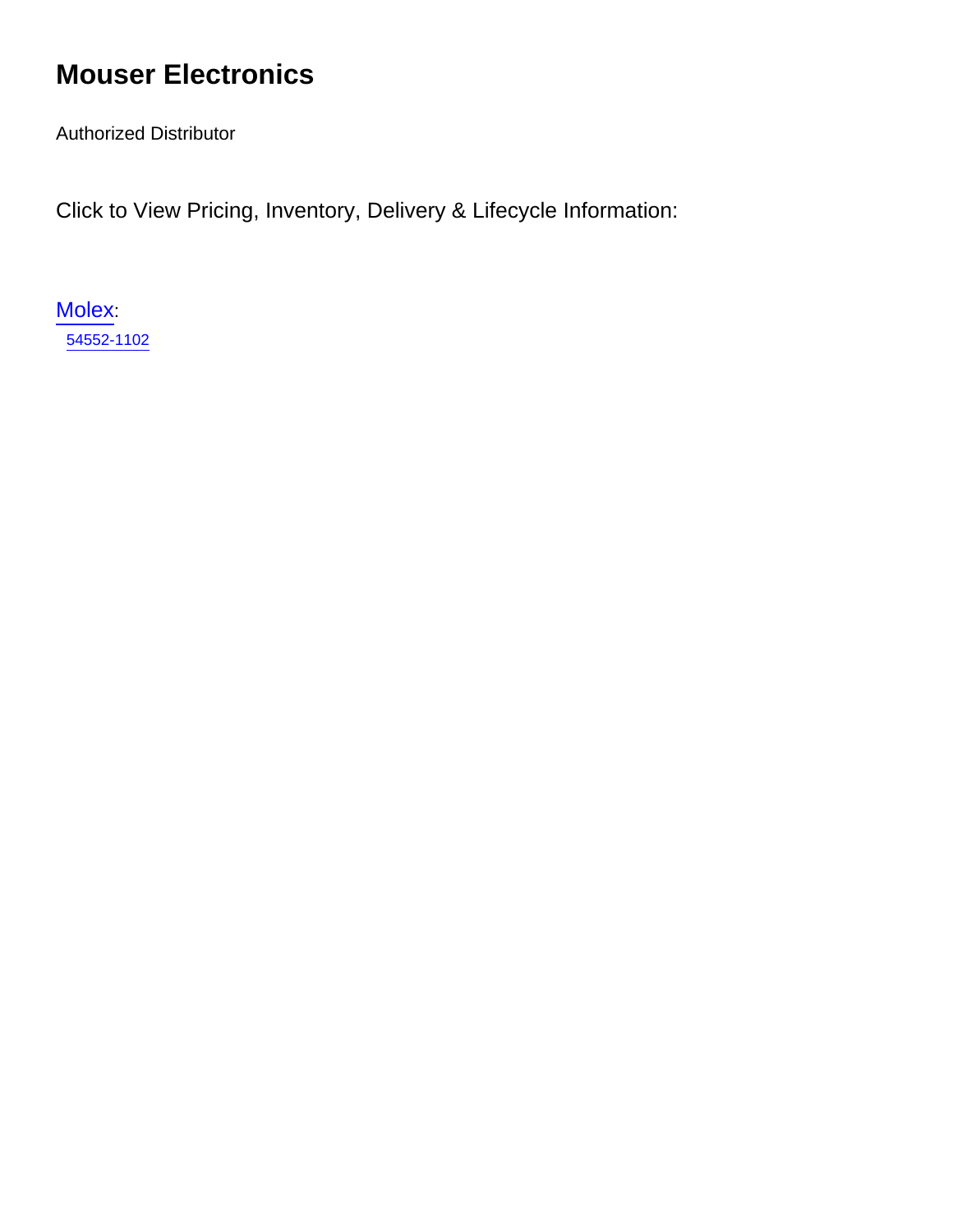# Mouser Electronics

Authorized Distributor

Click to View Pricing, Inventory, Delivery & Lifecycle Information:

Molex:

54552-1102